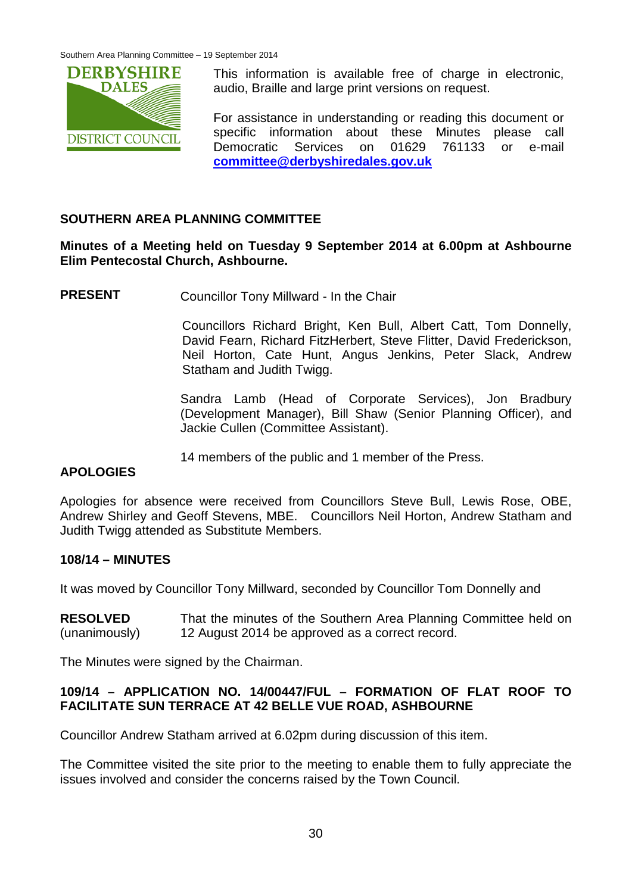This information is available free of charge in electronic, audio, Braille and large print versions on request.

For assistance in understanding or reading this document or specific information about these Minutes please call Democratic Services on 01629 761133 or e-mail **committee@derbyshiredales.gov.uk**

## SOUTHERN AREA PLANNING COMMITTEE

**Minutes of a Meeting held on Tuesday 9 September 2014 at 6.00pm at Ashbourne Elim Pentecostal Church, Ashbourne.**

**PRESENT** Councillor Tony Millward - In the Chair

Councillors Richard Bright, Ken Bull, Albert Catt, Tom Donnelly, David Fearn, Richard FitzHerbert, Steve Flitter, David Frederickson, Neil Horton, Cate Hunt, Angus Jenkins, Peter Slack, Andrew Statham and Judith Twigg.

Sandra Lamb (Head of Corporate Services), Jon Bradbury (Development Manager), Bill Shaw (Senior Planning Officer), and Jackie Cullen (Committee Assistant).

14 members of the public and 1 member of the Press.

**APOLOGIES**

Apologies for absence were received from Councillors Steve Bull, Lewis Rose, OBE, Andrew Shirley and Geoff Stevens, MBE. Councillors Neil Horton, Andrew Statham and Judith Twigg attended as Substitute Members.

**108/14 – MINUTES**

It was moved by Councillor Tony Millward, seconded by Councillor Tom Donnelly and

**RESOLVED** (unanimously) That the minutes of the Southern Area Planning Committee held on 12 August 2014 be approved as a correct record.

The Minutes were signed by the Chairman.

**109/14 – APPLICATION NO. 14/00447/FUL – FORMATION OF FLAT ROOF TO FACILITATE SUN TERRACE AT 42 BELLE VUE ROAD, ASHBOURNE**

Councillor Andrew Statham arrived at 6.02pm during discussion of this item.

The Committee visited the site prior to the meeting to enable them to fully appreciate the issues involved and consider the concerns raised by the Town Council.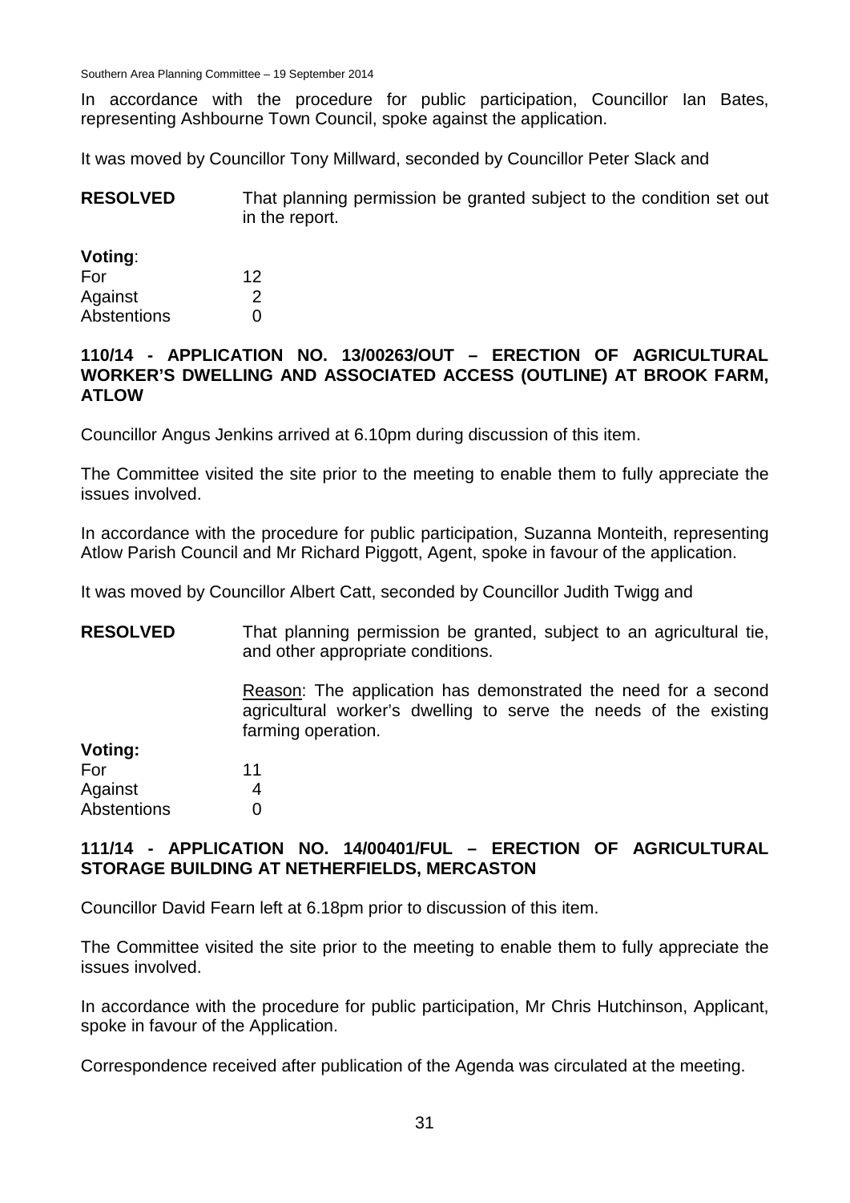In accordance with the procedure for public participation, Councillor Ian Bates, representing Ashbourne Town Council, spoke against the application.

It was moved by Councillor Tony Millward, seconded by Councillor Peter Slack and

**RESOLVED** That planning permission be granted subject to the condition set out in the report.

**Voting**:

| | |
|---|---|
| For | 12 |
| Against | 2 |
| Abstentions | 0 |

**110/14 - APPLICATION NO. 13/00263/OUT – ERECTION OF AGRICULTURAL WORKER'S DWELLING AND ASSOCIATED ACCESS (OUTLINE) AT BROOK FARM, ATLOW**

Councillor Angus Jenkins arrived at 6.10pm during discussion of this item.

The Committee visited the site prior to the meeting to enable them to fully appreciate the issues involved.

In accordance with the procedure for public participation, Suzanna Monteith, representing Atlow Parish Council and Mr Richard Piggott, Agent, spoke in favour of the application.

It was moved by Councillor Albert Catt, seconded by Councillor Judith Twigg and

**RESOLVED** That planning permission be granted, subject to an agricultural tie, and other appropriate conditions.

Reason: The application has demonstrated the need for a second agricultural worker's dwelling to serve the needs of the existing farming operation.

**Voting:**

| | |
|---|---|
| For | 11 |
| Against | 4 |
| Abstentions | 0 |

**111/14 - APPLICATION NO. 14/00401/FUL – ERECTION OF AGRICULTURAL STORAGE BUILDING AT NETHERFIELDS, MERCASTON**

Councillor David Fearn left at 6.18pm prior to discussion of this item.

The Committee visited the site prior to the meeting to enable them to fully appreciate the issues involved.

In accordance with the procedure for public participation, Mr Chris Hutchinson, Applicant, spoke in favour of the Application.

Correspondence received after publication of the Agenda was circulated at the meeting.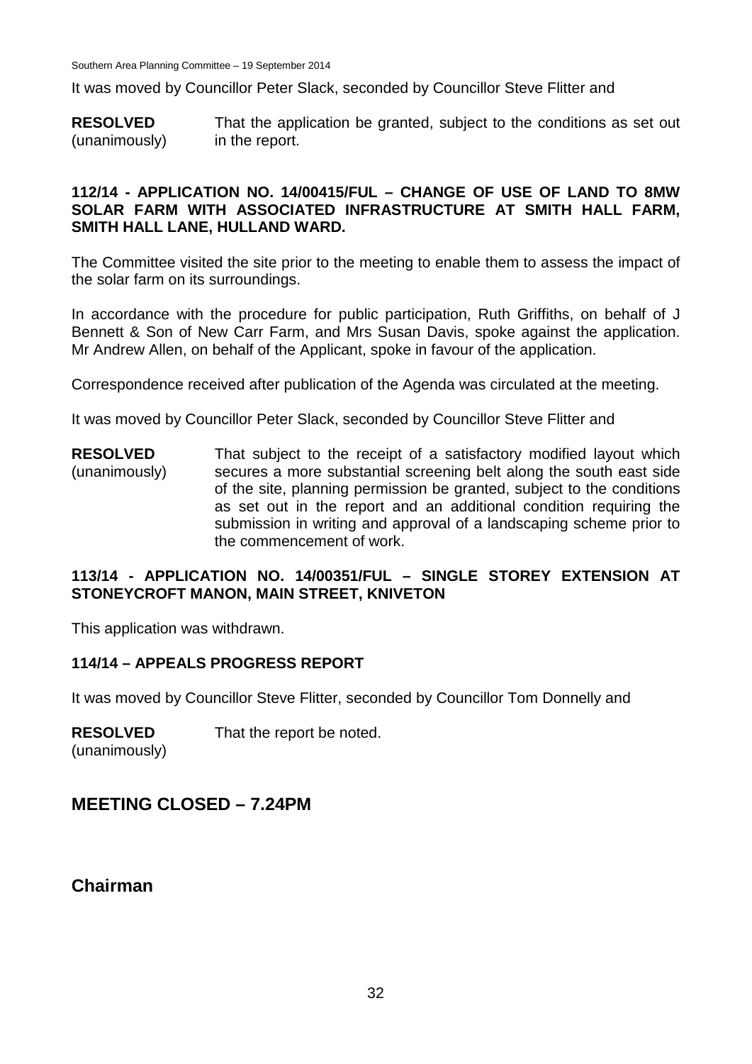It was moved by Councillor Peter Slack, seconded by Councillor Steve Flitter and

**RESOLVED** (unanimously) That the application be granted, subject to the conditions as set out in the report.

### 112/14 - APPLICATION NO. 14/00415/FUL – CHANGE OF USE OF LAND TO 8MW SOLAR FARM WITH ASSOCIATED INFRASTRUCTURE AT SMITH HALL FARM, SMITH HALL LANE, HULLAND WARD.

The Committee visited the site prior to the meeting to enable them to assess the impact of the solar farm on its surroundings.

In accordance with the procedure for public participation, Ruth Griffiths, on behalf of J Bennett & Son of New Carr Farm, and Mrs Susan Davis, spoke against the application. Mr Andrew Allen, on behalf of the Applicant, spoke in favour of the application.

Correspondence received after publication of the Agenda was circulated at the meeting.

It was moved by Councillor Peter Slack, seconded by Councillor Steve Flitter and

**RESOLVED** (unanimously) That subject to the receipt of a satisfactory modified layout which secures a more substantial screening belt along the south east side of the site, planning permission be granted, subject to the conditions as set out in the report and an additional condition requiring the submission in writing and approval of a landscaping scheme prior to the commencement of work.

### 113/14 - APPLICATION NO. 14/00351/FUL – SINGLE STOREY EXTENSION AT STONEYCROFT MANON, MAIN STREET, KNIVETON

This application was withdrawn.

### 114/14 – APPEALS PROGRESS REPORT

It was moved by Councillor Steve Flitter, seconded by Councillor Tom Donnelly and

**RESOLVED** (unanimously) That the report be noted.

## MEETING CLOSED – 7.24PM

## Chairman